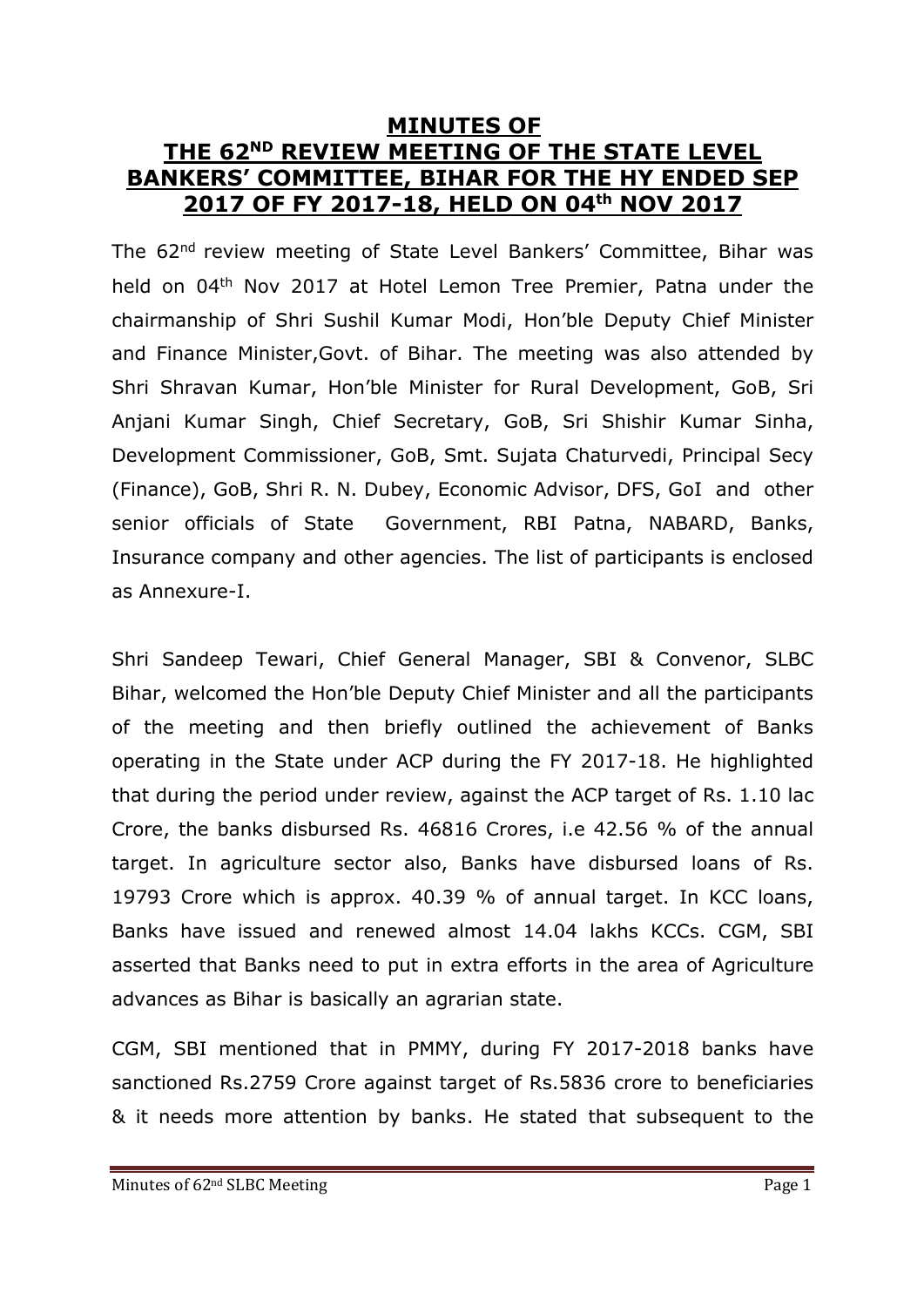# MINUTES OF THE 62ND REVIEW MEETING OF THE STATE LEVEL BANKERS' COMMITTEE, BIHAR FOR THE HY ENDED SEP 2017 OF FY 2017-18, HELD ON 04th NOV 2017

The 62nd review meeting of State Level Bankers' Committee, Bihar was held on 04th Nov 2017 at Hotel Lemon Tree Premier, Patna under the chairmanship of Shri Sushil Kumar Modi, Hon'ble Deputy Chief Minister and Finance Minister,Govt. of Bihar. The meeting was also attended by Shri Shravan Kumar, Hon'ble Minister for Rural Development, GoB, Sri Anjani Kumar Singh, Chief Secretary, GoB, Sri Shishir Kumar Sinha, Development Commissioner, GoB, Smt. Sujata Chaturvedi, Principal Secy (Finance), GoB, Shri R. N. Dubey, Economic Advisor, DFS, GoI and other senior officials of State Government, RBI Patna, NABARD, Banks, Insurance company and other agencies. The list of participants is enclosed as Annexure-I.

Shri Sandeep Tewari, Chief General Manager, SBI & Convenor, SLBC Bihar, welcomed the Hon'ble Deputy Chief Minister and all the participants of the meeting and then briefly outlined the achievement of Banks operating in the State under ACP during the FY 2017-18. He highlighted that during the period under review, against the ACP target of Rs. 1.10 lac Crore, the banks disbursed Rs. 46816 Crores, i.e 42.56 % of the annual target. In agriculture sector also, Banks have disbursed loans of Rs. 19793 Crore which is approx. 40.39 % of annual target. In KCC loans, Banks have issued and renewed almost 14.04 lakhs KCCs. CGM, SBI asserted that Banks need to put in extra efforts in the area of Agriculture advances as Bihar is basically an agrarian state.

CGM, SBI mentioned that in PMMY, during FY 2017-2018 banks have sanctioned Rs.2759 Crore against target of Rs.5836 crore to beneficiaries & it needs more attention by banks. He stated that subsequent to the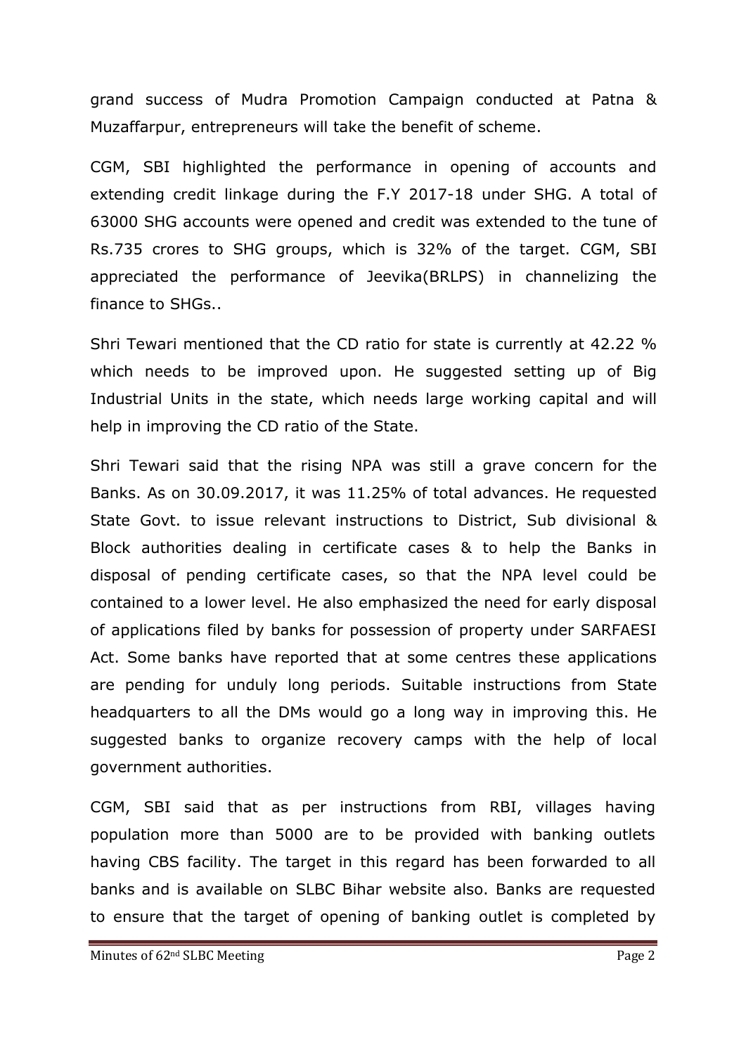grand success of Mudra Promotion Campaign conducted at Patna & Muzaffarpur, entrepreneurs will take the benefit of scheme.

CGM, SBI highlighted the performance in opening of accounts and extending credit linkage during the F.Y 2017-18 under SHG. A total of 63000 SHG accounts were opened and credit was extended to the tune of Rs.735 crores to SHG groups, which is 32% of the target. CGM, SBI appreciated the performance of Jeevika(BRLPS) in channelizing the finance to SHGs..

Shri Tewari mentioned that the CD ratio for state is currently at 42.22 % which needs to be improved upon. He suggested setting up of Big Industrial Units in the state, which needs large working capital and will help in improving the CD ratio of the State.

Shri Tewari said that the rising NPA was still a grave concern for the Banks. As on 30.09.2017, it was 11.25% of total advances. He requested State Govt. to issue relevant instructions to District, Sub divisional & Block authorities dealing in certificate cases & to help the Banks in disposal of pending certificate cases, so that the NPA level could be contained to a lower level. He also emphasized the need for early disposal of applications filed by banks for possession of property under SARFAESI Act. Some banks have reported that at some centres these applications are pending for unduly long periods. Suitable instructions from State headquarters to all the DMs would go a long way in improving this. He suggested banks to organize recovery camps with the help of local government authorities.

CGM, SBI said that as per instructions from RBI, villages having population more than 5000 are to be provided with banking outlets having CBS facility. The target in this regard has been forwarded to all banks and is available on SLBC Bihar website also. Banks are requested to ensure that the target of opening of banking outlet is completed by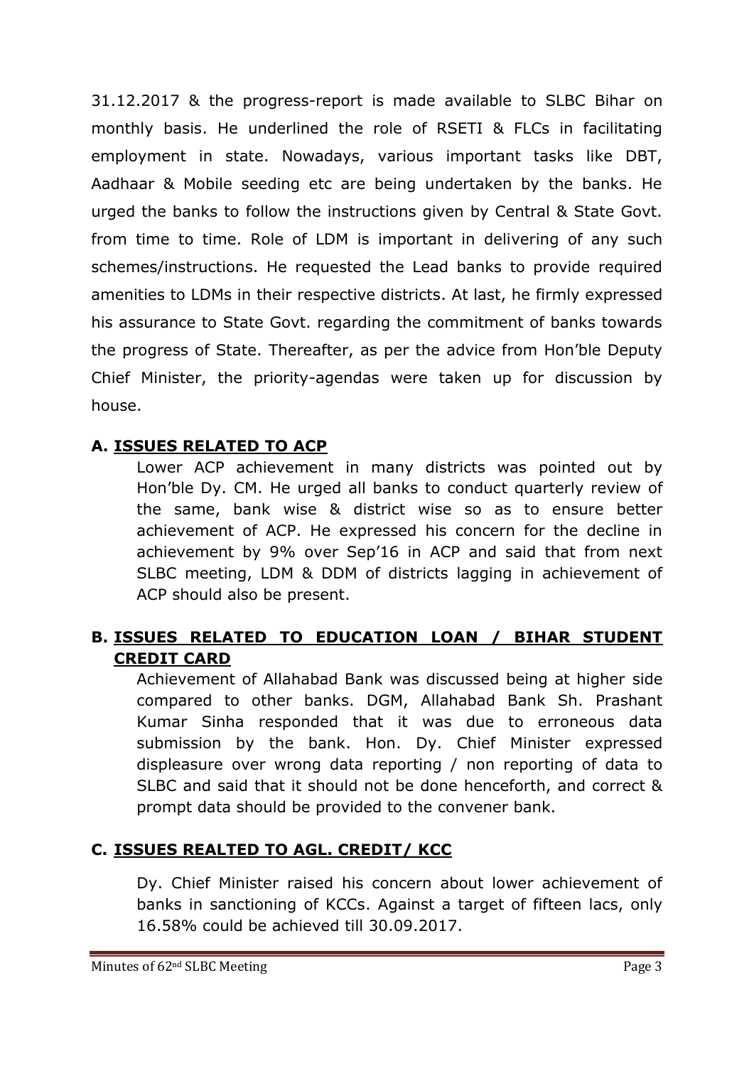31.12.2017 & the progress-report is made available to SLBC Bihar on monthly basis. He underlined the role of RSETI & FLCs in facilitating employment in state. Nowadays, various important tasks like DBT, Aadhaar & Mobile seeding etc are being undertaken by the banks. He urged the banks to follow the instructions given by Central & State Govt. from time to time. Role of LDM is important in delivering of any such schemes/instructions. He requested the Lead banks to provide required amenities to LDMs in their respective districts. At last, he firmly expressed his assurance to State Govt. regarding the commitment of banks towards the progress of State. Thereafter, as per the advice from Hon'ble Deputy Chief Minister, the priority-agendas were taken up for discussion by house.

## A. ISSUES RELATED TO ACP

Lower ACP achievement in many districts was pointed out by Hon'ble Dy. CM. He urged all banks to conduct quarterly review of the same, bank wise & district wise so as to ensure better achievement of ACP. He expressed his concern for the decline in achievement by 9% over Sep'16 in ACP and said that from next SLBC meeting, LDM & DDM of districts lagging in achievement of ACP should also be present.

## B. ISSUES RELATED TO EDUCATION LOAN / BIHAR STUDENT CREDIT CARD

Achievement of Allahabad Bank was discussed being at higher side compared to other banks. DGM, Allahabad Bank Sh. Prashant Kumar Sinha responded that it was due to erroneous data submission by the bank. Hon. Dy. Chief Minister expressed displeasure over wrong data reporting / non reporting of data to SLBC and said that it should not be done henceforth, and correct & prompt data should be provided to the convener bank.

## C. ISSUES REALTED TO AGL. CREDIT/ KCC

Dy. Chief Minister raised his concern about lower achievement of banks in sanctioning of KCCs. Against a target of fifteen lacs, only 16.58% could be achieved till 30.09.2017.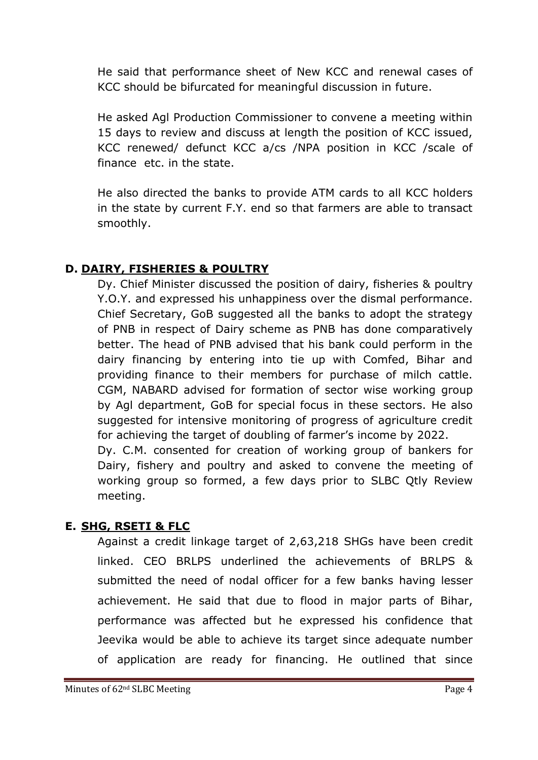He said that performance sheet of New KCC and renewal cases of KCC should be bifurcated for meaningful discussion in future.

He asked Agl Production Commissioner to convene a meeting within 15 days to review and discuss at length the position of KCC issued, KCC renewed/ defunct KCC a/cs /NPA position in KCC /scale of finance etc. in the state.

He also directed the banks to provide ATM cards to all KCC holders in the state by current F.Y. end so that farmers are able to transact smoothly.

### D. DAIRY, FISHERIES & POULTRY

Dy. Chief Minister discussed the position of dairy, fisheries & poultry Y.O.Y. and expressed his unhappiness over the dismal performance. Chief Secretary, GoB suggested all the banks to adopt the strategy of PNB in respect of Dairy scheme as PNB has done comparatively better. The head of PNB advised that his bank could perform in the dairy financing by entering into tie up with Comfed, Bihar and providing finance to their members for purchase of milch cattle. CGM, NABARD advised for formation of sector wise working group by Agl department, GoB for special focus in these sectors. He also suggested for intensive monitoring of progress of agriculture credit for achieving the target of doubling of farmer's income by 2022.

Dy. C.M. consented for creation of working group of bankers for Dairy, fishery and poultry and asked to convene the meeting of working group so formed, a few days prior to SLBC Qtly Review meeting.

### E. SHG, RSETI & FLC

Against a credit linkage target of 2,63,218 SHGs have been credit linked. CEO BRLPS underlined the achievements of BRLPS & submitted the need of nodal officer for a few banks having lesser achievement. He said that due to flood in major parts of Bihar, performance was affected but he expressed his confidence that Jeevika would be able to achieve its target since adequate number of application are ready for financing. He outlined that since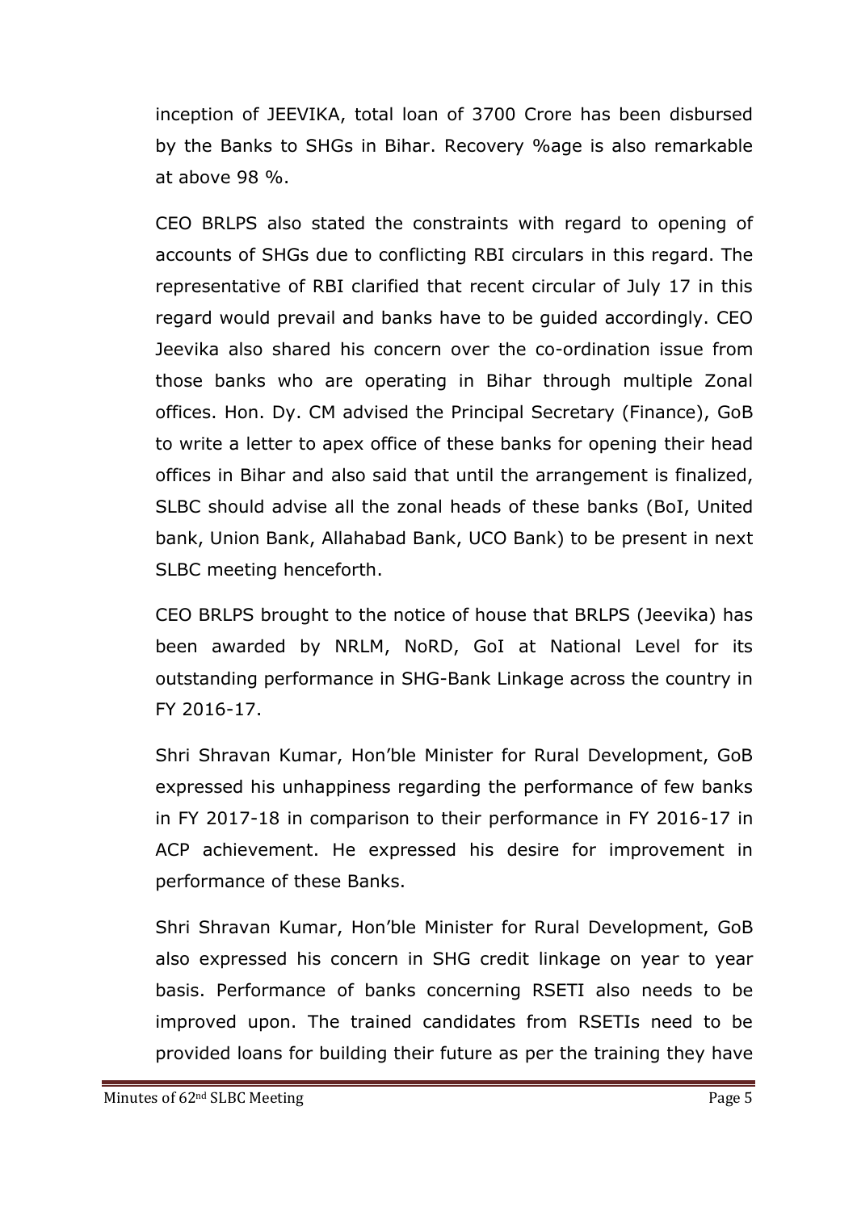inception of JEEVIKA, total loan of 3700 Crore has been disbursed by the Banks to SHGs in Bihar. Recovery %age is also remarkable at above 98 %.

CEO BRLPS also stated the constraints with regard to opening of accounts of SHGs due to conflicting RBI circulars in this regard. The representative of RBI clarified that recent circular of July 17 in this regard would prevail and banks have to be guided accordingly. CEO Jeevika also shared his concern over the co-ordination issue from those banks who are operating in Bihar through multiple Zonal offices. Hon. Dy. CM advised the Principal Secretary (Finance), GoB to write a letter to apex office of these banks for opening their head offices in Bihar and also said that until the arrangement is finalized, SLBC should advise all the zonal heads of these banks (BoI, United bank, Union Bank, Allahabad Bank, UCO Bank) to be present in next SLBC meeting henceforth.

CEO BRLPS brought to the notice of house that BRLPS (Jeevika) has been awarded by NRLM, NoRD, GoI at National Level for its outstanding performance in SHG-Bank Linkage across the country in FY 2016-17.

Shri Shravan Kumar, Hon'ble Minister for Rural Development, GoB expressed his unhappiness regarding the performance of few banks in FY 2017-18 in comparison to their performance in FY 2016-17 in ACP achievement. He expressed his desire for improvement in performance of these Banks.

Shri Shravan Kumar, Hon'ble Minister for Rural Development, GoB also expressed his concern in SHG credit linkage on year to year basis. Performance of banks concerning RSETI also needs to be improved upon. The trained candidates from RSETIs need to be provided loans for building their future as per the training they have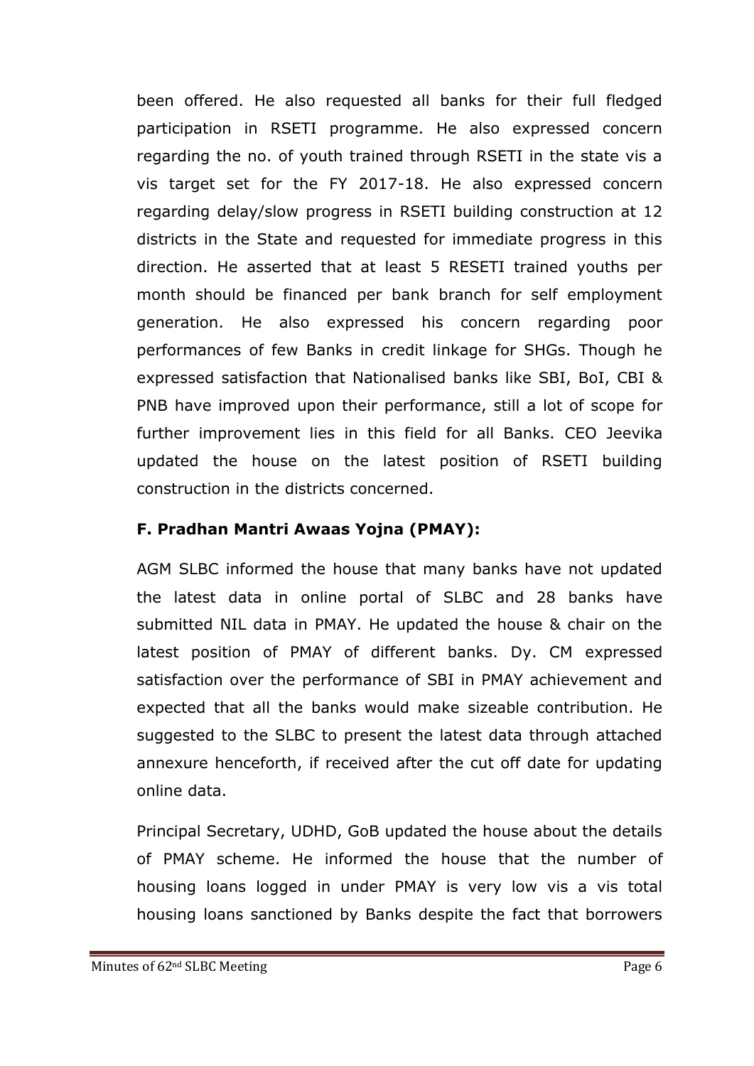been offered. He also requested all banks for their full fledged participation in RSETI programme. He also expressed concern regarding the no. of youth trained through RSETI in the state vis a vis target set for the FY 2017-18. He also expressed concern regarding delay/slow progress in RSETI building construction at 12 districts in the State and requested for immediate progress in this direction. He asserted that at least 5 RESETI trained youths per month should be financed per bank branch for self employment generation. He also expressed his concern regarding poor performances of few Banks in credit linkage for SHGs. Though he expressed satisfaction that Nationalised banks like SBI, BoI, CBI & PNB have improved upon their performance, still a lot of scope for further improvement lies in this field for all Banks. CEO Jeevika updated the house on the latest position of RSETI building construction in the districts concerned.

**F. Pradhan Mantri Awaas Yojna (PMAY):**

AGM SLBC informed the house that many banks have not updated the latest data in online portal of SLBC and 28 banks have submitted NIL data in PMAY. He updated the house & chair on the latest position of PMAY of different banks. Dy. CM expressed satisfaction over the performance of SBI in PMAY achievement and expected that all the banks would make sizeable contribution. He suggested to the SLBC to present the latest data through attached annexure henceforth, if received after the cut off date for updating online data.

Principal Secretary, UDHD, GoB updated the house about the details of PMAY scheme. He informed the house that the number of housing loans logged in under PMAY is very low vis a vis total housing loans sanctioned by Banks despite the fact that borrowers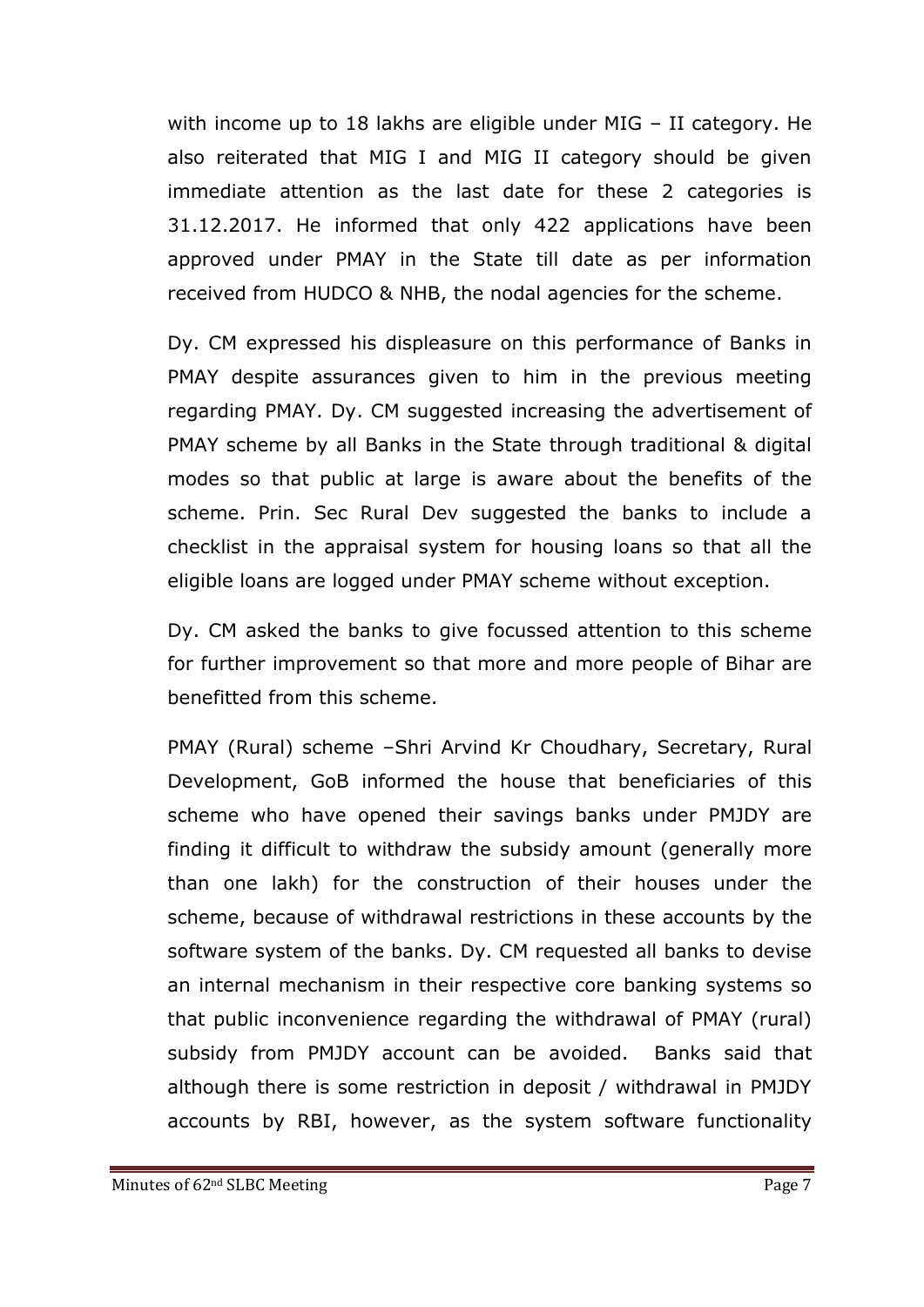with income up to 18 lakhs are eligible under MIG – II category. He also reiterated that MIG I and MIG II category should be given immediate attention as the last date for these 2 categories is 31.12.2017. He informed that only 422 applications have been approved under PMAY in the State till date as per information received from HUDCO & NHB, the nodal agencies for the scheme.

Dy. CM expressed his displeasure on this performance of Banks in PMAY despite assurances given to him in the previous meeting regarding PMAY. Dy. CM suggested increasing the advertisement of PMAY scheme by all Banks in the State through traditional & digital modes so that public at large is aware about the benefits of the scheme. Prin. Sec Rural Dev suggested the banks to include a checklist in the appraisal system for housing loans so that all the eligible loans are logged under PMAY scheme without exception.

Dy. CM asked the banks to give focussed attention to this scheme for further improvement so that more and more people of Bihar are benefitted from this scheme.

PMAY (Rural) scheme –Shri Arvind Kr Choudhary, Secretary, Rural Development, GoB informed the house that beneficiaries of this scheme who have opened their savings banks under PMJDY are finding it difficult to withdraw the subsidy amount (generally more than one lakh) for the construction of their houses under the scheme, because of withdrawal restrictions in these accounts by the software system of the banks. Dy. CM requested all banks to devise an internal mechanism in their respective core banking systems so that public inconvenience regarding the withdrawal of PMAY (rural) subsidy from PMJDY account can be avoided. Banks said that although there is some restriction in deposit / withdrawal in PMJDY accounts by RBI, however, as the system software functionality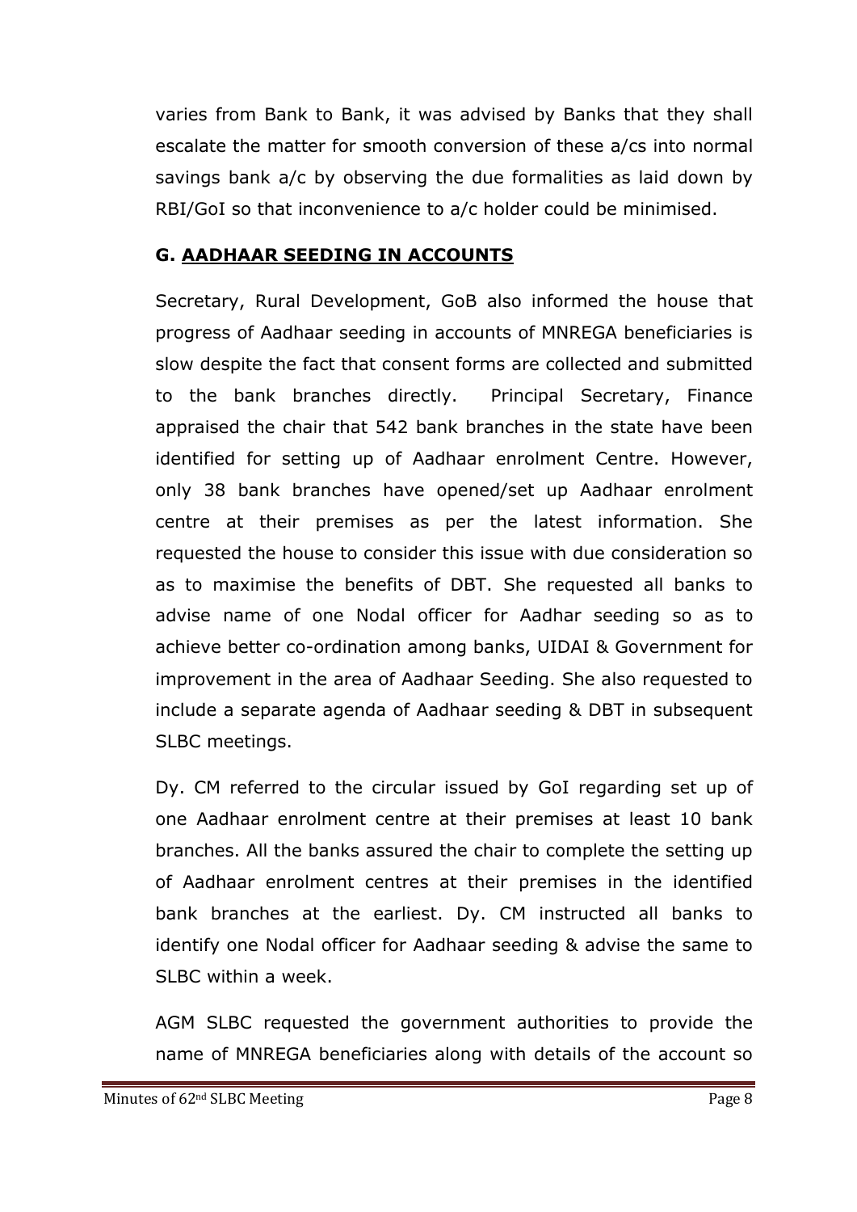varies from Bank to Bank, it was advised by Banks that they shall escalate the matter for smooth conversion of these a/cs into normal savings bank a/c by observing the due formalities as laid down by RBI/GoI so that inconvenience to a/c holder could be minimised.

## G. AADHAAR SEEDING IN ACCOUNTS

Secretary, Rural Development, GoB also informed the house that progress of Aadhaar seeding in accounts of MNREGA beneficiaries is slow despite the fact that consent forms are collected and submitted to the bank branches directly. Principal Secretary, Finance appraised the chair that 542 bank branches in the state have been identified for setting up of Aadhaar enrolment Centre. However, only 38 bank branches have opened/set up Aadhaar enrolment centre at their premises as per the latest information. She requested the house to consider this issue with due consideration so as to maximise the benefits of DBT. She requested all banks to advise name of one Nodal officer for Aadhar seeding so as to achieve better co-ordination among banks, UIDAI & Government for improvement in the area of Aadhaar Seeding. She also requested to include a separate agenda of Aadhaar seeding & DBT in subsequent SLBC meetings.

Dy. CM referred to the circular issued by GoI regarding set up of one Aadhaar enrolment centre at their premises at least 10 bank branches. All the banks assured the chair to complete the setting up of Aadhaar enrolment centres at their premises in the identified bank branches at the earliest. Dy. CM instructed all banks to identify one Nodal officer for Aadhaar seeding & advise the same to SLBC within a week.

AGM SLBC requested the government authorities to provide the name of MNREGA beneficiaries along with details of the account so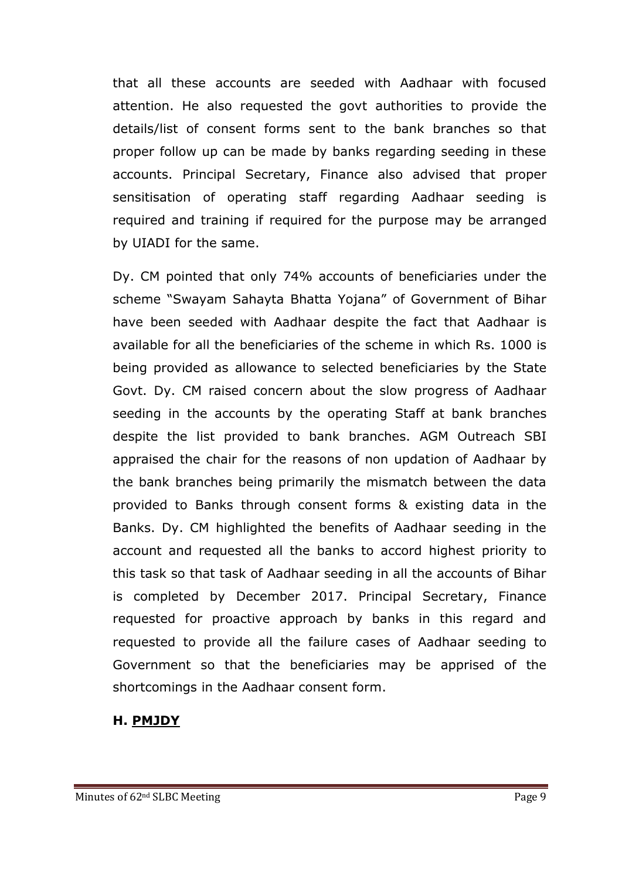that all these accounts are seeded with Aadhaar with focused attention. He also requested the govt authorities to provide the details/list of consent forms sent to the bank branches so that proper follow up can be made by banks regarding seeding in these accounts. Principal Secretary, Finance also advised that proper sensitisation of operating staff regarding Aadhaar seeding is required and training if required for the purpose may be arranged by UIADI for the same.

Dy. CM pointed that only 74% accounts of beneficiaries under the scheme "Swayam Sahayta Bhatta Yojana" of Government of Bihar have been seeded with Aadhaar despite the fact that Aadhaar is available for all the beneficiaries of the scheme in which Rs. 1000 is being provided as allowance to selected beneficiaries by the State Govt. Dy. CM raised concern about the slow progress of Aadhaar seeding in the accounts by the operating Staff at bank branches despite the list provided to bank branches. AGM Outreach SBI appraised the chair for the reasons of non updation of Aadhaar by the bank branches being primarily the mismatch between the data provided to Banks through consent forms & existing data in the Banks. Dy. CM highlighted the benefits of Aadhaar seeding in the account and requested all the banks to accord highest priority to this task so that task of Aadhaar seeding in all the accounts of Bihar is completed by December 2017. Principal Secretary, Finance requested for proactive approach by banks in this regard and requested to provide all the failure cases of Aadhaar seeding to Government so that the beneficiaries may be apprised of the shortcomings in the Aadhaar consent form.

### H. PMJDY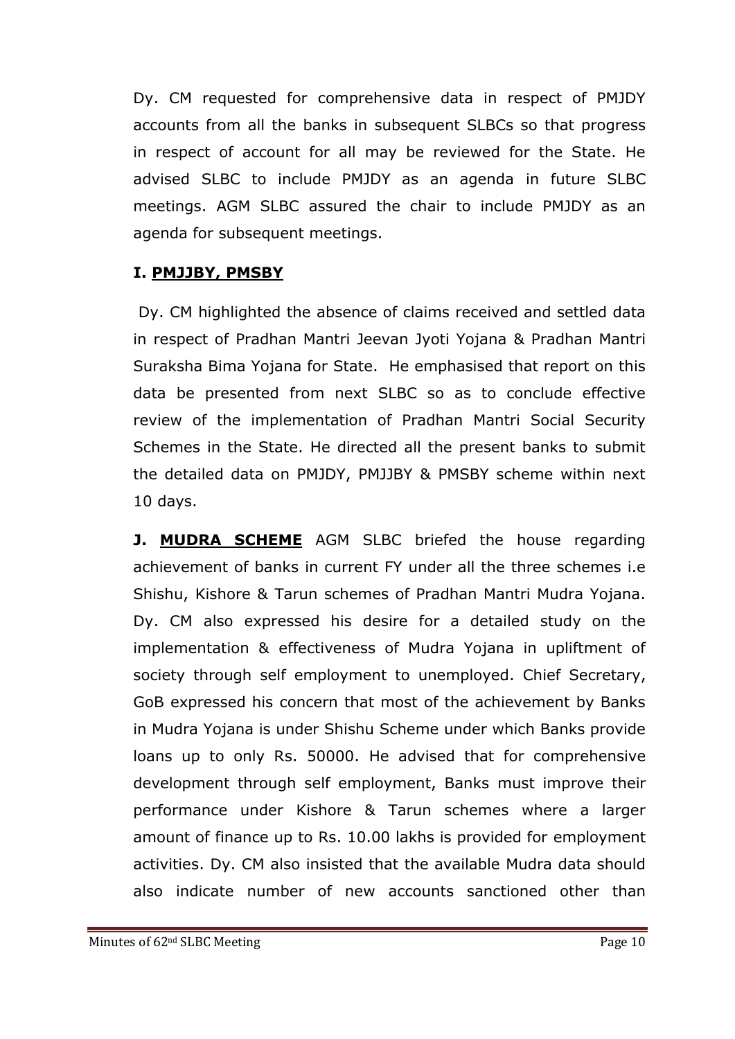Dy. CM requested for comprehensive data in respect of PMJDY accounts from all the banks in subsequent SLBCs so that progress in respect of account for all may be reviewed for the State. He advised SLBC to include PMJDY as an agenda in future SLBC meetings. AGM SLBC assured the chair to include PMJDY as an agenda for subsequent meetings.

### I. PMJJBY, PMSBY

Dy. CM highlighted the absence of claims received and settled data in respect of Pradhan Mantri Jeevan Jyoti Yojana & Pradhan Mantri Suraksha Bima Yojana for State. He emphasised that report on this data be presented from next SLBC so as to conclude effective review of the implementation of Pradhan Mantri Social Security Schemes in the State. He directed all the present banks to submit the detailed data on PMJDY, PMJJBY & PMSBY scheme within next 10 days.

**J. MUDRA SCHEME** AGM SLBC briefed the house regarding achievement of banks in current FY under all the three schemes i.e Shishu, Kishore & Tarun schemes of Pradhan Mantri Mudra Yojana. Dy. CM also expressed his desire for a detailed study on the implementation & effectiveness of Mudra Yojana in upliftment of society through self employment to unemployed. Chief Secretary, GoB expressed his concern that most of the achievement by Banks in Mudra Yojana is under Shishu Scheme under which Banks provide loans up to only Rs. 50000. He advised that for comprehensive development through self employment, Banks must improve their performance under Kishore & Tarun schemes where a larger amount of finance up to Rs. 10.00 lakhs is provided for employment activities. Dy. CM also insisted that the available Mudra data should also indicate number of new accounts sanctioned other than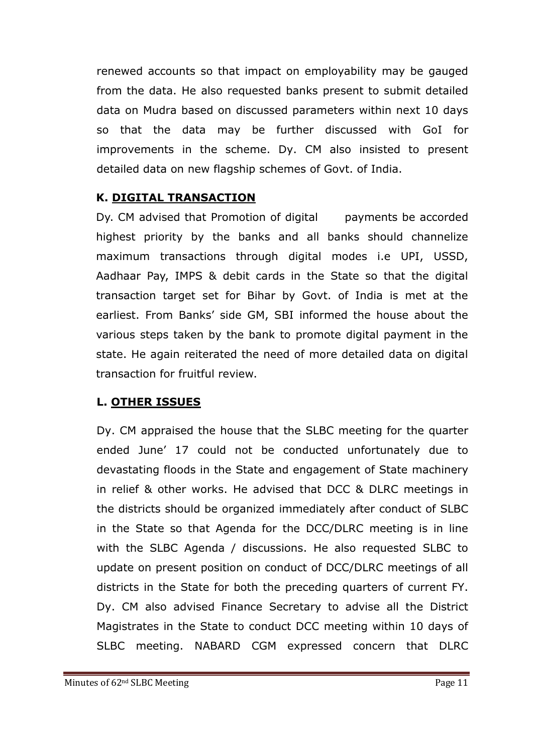renewed accounts so that impact on employability may be gauged from the data. He also requested banks present to submit detailed data on Mudra based on discussed parameters within next 10 days so that the data may be further discussed with GoI for improvements in the scheme. Dy. CM also insisted to present detailed data on new flagship schemes of Govt. of India.

**K. DIGITAL TRANSACTION**

Dy. CM advised that Promotion of digital payments be accorded highest priority by the banks and all banks should channelize maximum transactions through digital modes i.e UPI, USSD, Aadhaar Pay, IMPS & debit cards in the State so that the digital transaction target set for Bihar by Govt. of India is met at the earliest. From Banks' side GM, SBI informed the house about the various steps taken by the bank to promote digital payment in the state. He again reiterated the need of more detailed data on digital transaction for fruitful review.

**L. OTHER ISSUES**

Dy. CM appraised the house that the SLBC meeting for the quarter ended June' 17 could not be conducted unfortunately due to devastating floods in the State and engagement of State machinery in relief & other works. He advised that DCC & DLRC meetings in the districts should be organized immediately after conduct of SLBC in the State so that Agenda for the DCC/DLRC meeting is in line with the SLBC Agenda / discussions. He also requested SLBC to update on present position on conduct of DCC/DLRC meetings of all districts in the State for both the preceding quarters of current FY. Dy. CM also advised Finance Secretary to advise all the District Magistrates in the State to conduct DCC meeting within 10 days of SLBC meeting. NABARD CGM expressed concern that DLRC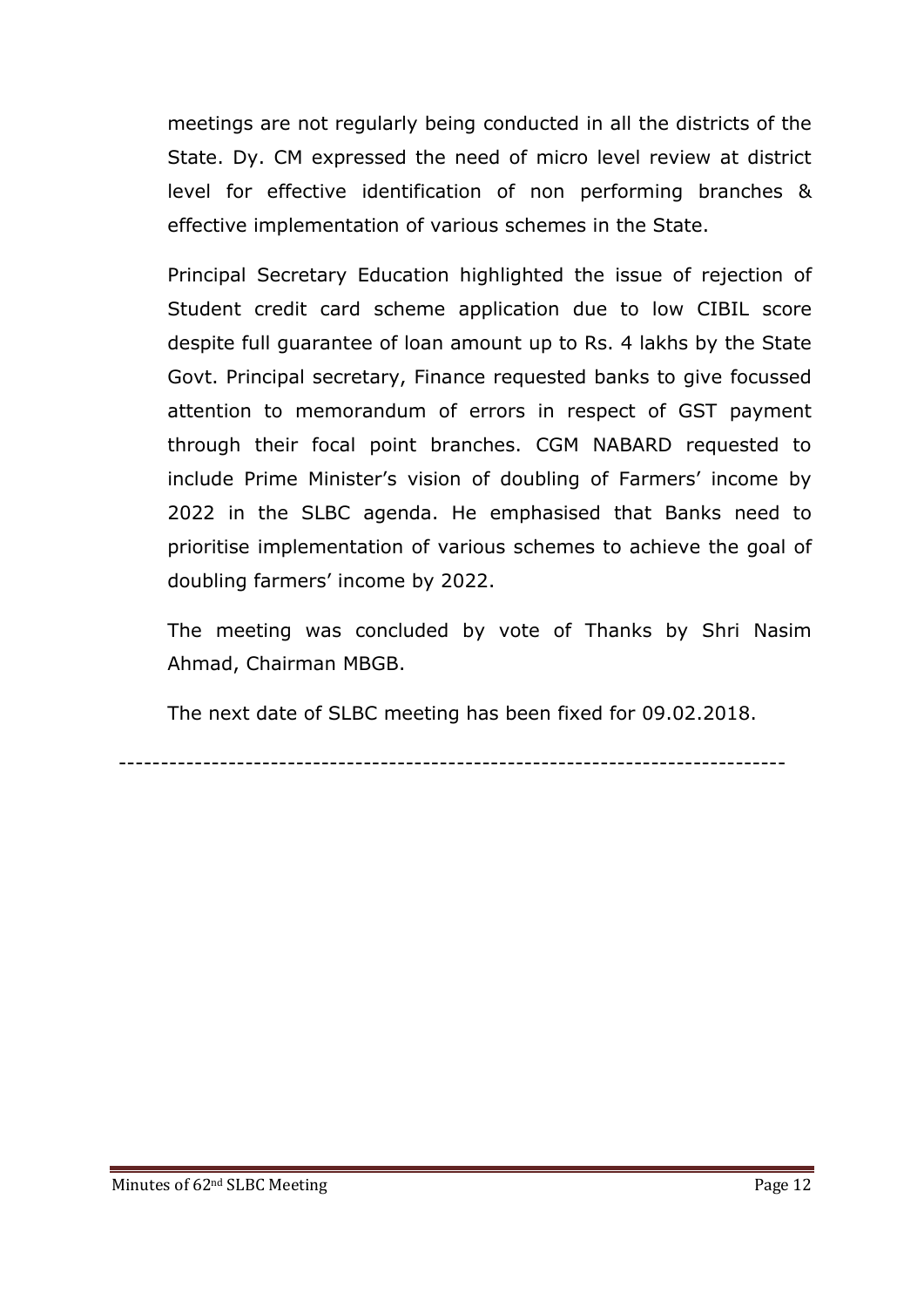meetings are not regularly being conducted in all the districts of the State. Dy. CM expressed the need of micro level review at district level for effective identification of non performing branches & effective implementation of various schemes in the State.

Principal Secretary Education highlighted the issue of rejection of Student credit card scheme application due to low CIBIL score despite full guarantee of loan amount up to Rs. 4 lakhs by the State Govt. Principal secretary, Finance requested banks to give focussed attention to memorandum of errors in respect of GST payment through their focal point branches. CGM NABARD requested to include Prime Minister's vision of doubling of Farmers' income by 2022 in the SLBC agenda. He emphasised that Banks need to prioritise implementation of various schemes to achieve the goal of doubling farmers' income by 2022.

The meeting was concluded by vote of Thanks by Shri Nasim Ahmad, Chairman MBGB.

The next date of SLBC meeting has been fixed for 09.02.2018.

---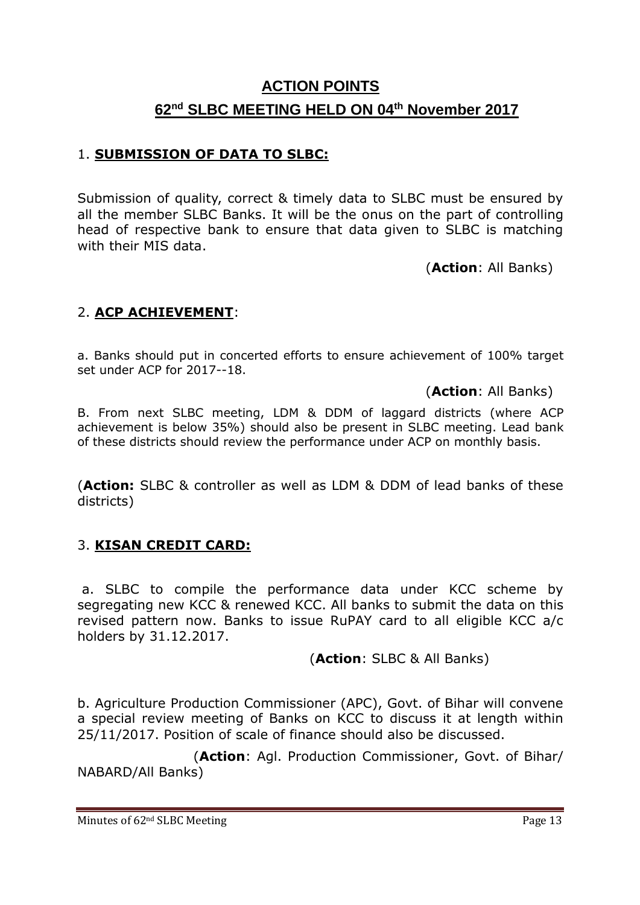# **ACTION POINTS**

## **62nd SLBC MEETING HELD ON 04th November 2017**

### 1. **SUBMISSION OF DATA TO SLBC:**

Submission of quality, correct & timely data to SLBC must be ensured by all the member SLBC Banks. It will be the onus on the part of controlling head of respective bank to ensure that data given to SLBC is matching with their MIS data.

(**Action**: All Banks)

### 2. **ACP ACHIEVEMENT**:

a. Banks should put in concerted efforts to ensure achievement of 100% target set under ACP for 2017--18.

(**Action**: All Banks)

B. From next SLBC meeting, LDM & DDM of laggard districts (where ACP achievement is below 35%) should also be present in SLBC meeting. Lead bank of these districts should review the performance under ACP on monthly basis.

(**Action:** SLBC & controller as well as LDM & DDM of lead banks of these districts)

### 3. **KISAN CREDIT CARD:**

a. SLBC to compile the performance data under KCC scheme by segregating new KCC & renewed KCC. All banks to submit the data on this revised pattern now. Banks to issue RuPAY card to all eligible KCC a/c holders by 31.12.2017.

(**Action**: SLBC & All Banks)

b. Agriculture Production Commissioner (APC), Govt. of Bihar will convene a special review meeting of Banks on KCC to discuss it at length within 25/11/2017. Position of scale of finance should also be discussed.

(**Action**: Agl. Production Commissioner, Govt. of Bihar/ NABARD/All Banks)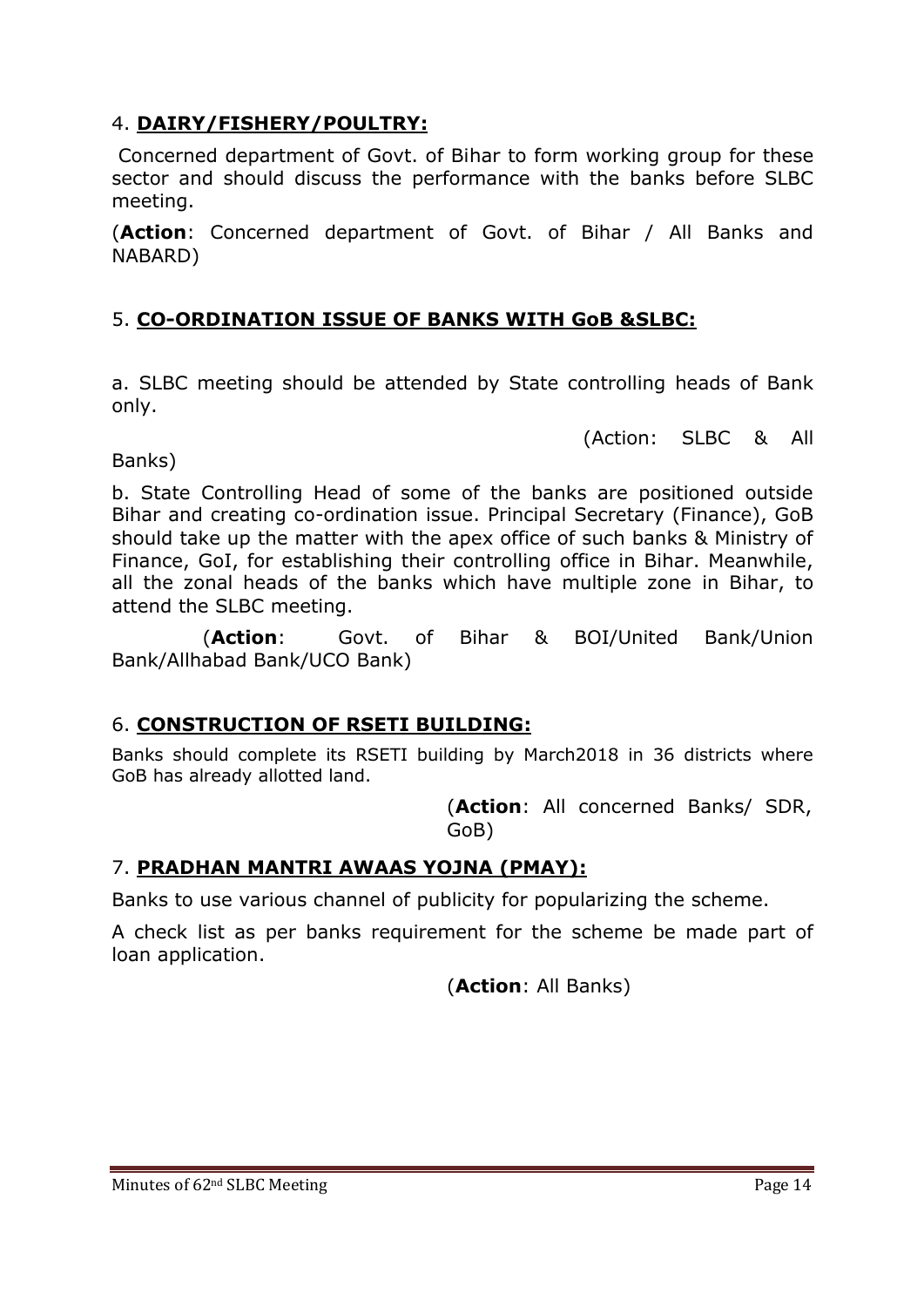4. **DAIRY/FISHERY/POULTRY:**

Concerned department of Govt. of Bihar to form working group for these sector and should discuss the performance with the banks before SLBC meeting.

(**Action**: Concerned department of Govt. of Bihar / All Banks and NABARD)

5. **CO-ORDINATION ISSUE OF BANKS WITH GoB &SLBC:**

a. SLBC meeting should be attended by State controlling heads of Bank only.

(Action: SLBC & All Banks)

b. State Controlling Head of some of the banks are positioned outside Bihar and creating co-ordination issue. Principal Secretary (Finance), GoB should take up the matter with the apex office of such banks & Ministry of Finance, GoI, for establishing their controlling office in Bihar. Meanwhile, all the zonal heads of the banks which have multiple zone in Bihar, to attend the SLBC meeting.

(**Action**: Govt. of Bihar & BOI/United Bank/Union Bank/Allhabad Bank/UCO Bank)

6. **CONSTRUCTION OF RSETI BUILDING:**

Banks should complete its RSETI building by March2018 in 36 districts where GoB has already allotted land.

(**Action**: All concerned Banks/ SDR, GoB)

7. **PRADHAN MANTRI AWAAS YOJNA (PMAY):**

Banks to use various channel of publicity for popularizing the scheme.

A check list as per banks requirement for the scheme be made part of loan application.

(**Action**: All Banks)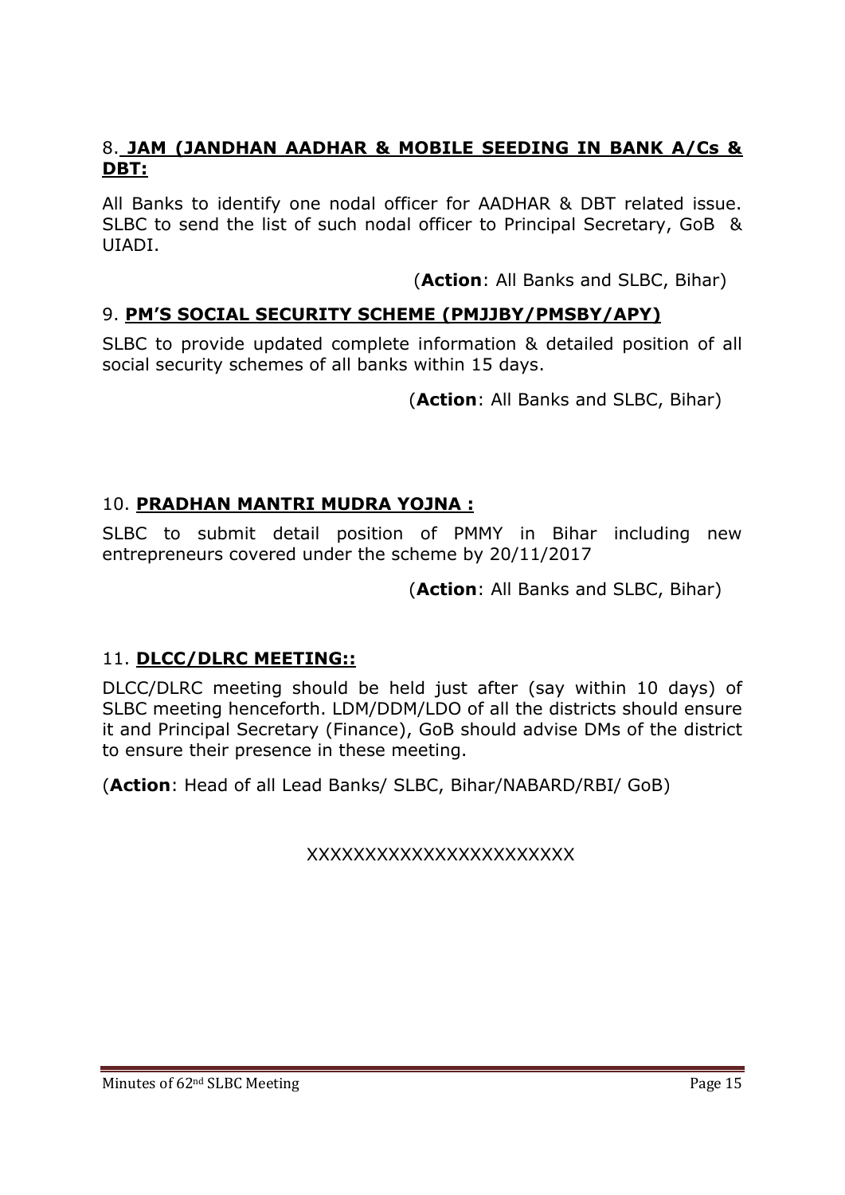8. **JAM (JANDHAN AADHAR & MOBILE SEEDING IN BANK A/Cs & DBT:**

All Banks to identify one nodal officer for AADHAR & DBT related issue. SLBC to send the list of such nodal officer to Principal Secretary, GoB & UIADI.

(**Action**: All Banks and SLBC, Bihar)

9. **PM'S SOCIAL SECURITY SCHEME (PMJJBY/PMSBY/APY)**

SLBC to provide updated complete information & detailed position of all social security schemes of all banks within 15 days.

(**Action**: All Banks and SLBC, Bihar)

10. **PRADHAN MANTRI MUDRA YOJNA :**

SLBC to submit detail position of PMMY in Bihar including new entrepreneurs covered under the scheme by 20/11/2017

(**Action**: All Banks and SLBC, Bihar)

11. **DLCC/DLRC MEETING::**

DLCC/DLRC meeting should be held just after (say within 10 days) of SLBC meeting henceforth. LDM/DDM/LDO of all the districts should ensure it and Principal Secretary (Finance), GoB should advise DMs of the district to ensure their presence in these meeting.

(**Action**: Head of all Lead Banks/ SLBC, Bihar/NABARD/RBI/ GoB)

XXXXXXXXXXXXXXXXXXXXXXX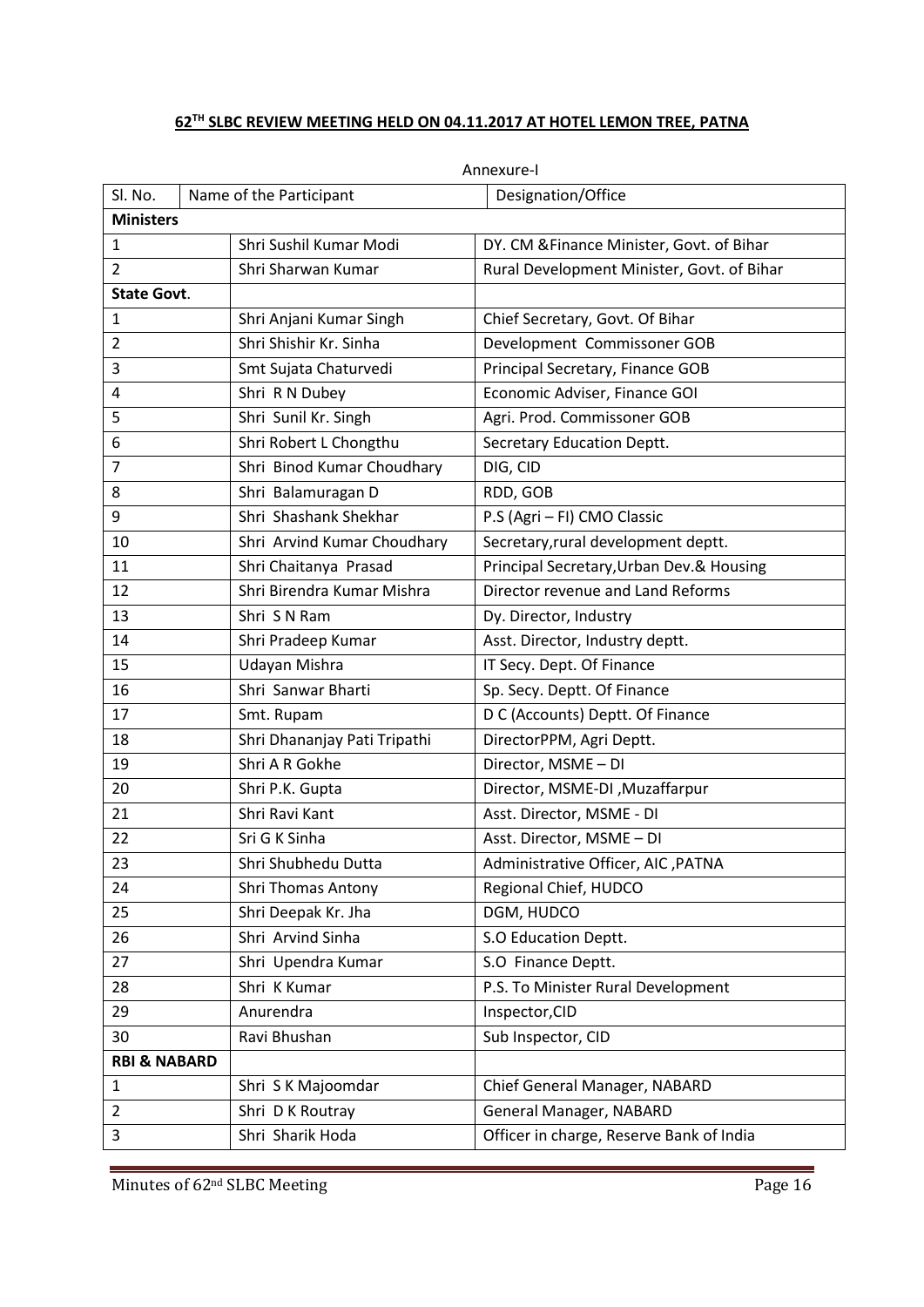## 62[TH] SLBC REVIEW MEETING HELD ON 04.11.2017 AT HOTEL LEMON TREE, PATNA

Annexure-I

| Sl. No. | Name of the Participant | Designation/Office |
|---|---|---|
| **Ministers** | | |
| 1 | Shri Sushil Kumar Modi | DY. CM &Finance Minister, Govt. of Bihar |
| 2 | Shri Sharwan Kumar | Rural Development Minister, Govt. of Bihar |
| **State Govt**. | | |
| 1 | Shri Anjani Kumar Singh | Chief Secretary, Govt. Of Bihar |
| 2 | Shri Shishir Kr. Sinha | Development Commissoner GOB |
| 3 | Smt Sujata Chaturvedi | Principal Secretary, Finance GOB |
| 4 | Shri R N Dubey | Economic Adviser, Finance GOI |
| 5 | Shri Sunil Kr. Singh | Agri. Prod. Commissoner GOB |
| 6 | Shri Robert L Chongthu | Secretary Education Deptt. |
| 7 | Shri Binod Kumar Choudhary | DIG, CID |
| 8 | Shri Balamuragan D | RDD, GOB |
| 9 | Shri Shashank Shekhar | P.S (Agri – FI) CMO Classic |
| 10 | Shri Arvind Kumar Choudhary | Secretary,rural development deptt. |
| 11 | Shri Chaitanya Prasad | Principal Secretary,Urban Dev.& Housing |
| 12 | Shri Birendra Kumar Mishra | Director revenue and Land Reforms |
| 13 | Shri S N Ram | Dy. Director, Industry |
| 14 | Shri Pradeep Kumar | Asst. Director, Industry deptt. |
| 15 | Udayan Mishra | IT Secy. Dept. Of Finance |
| 16 | Shri Sanwar Bharti | Sp. Secy. Deptt. Of Finance |
| 17 | Smt. Rupam | D C (Accounts) Deptt. Of Finance |
| 18 | Shri Dhananjay Pati Tripathi | DirectorPPM, Agri Deptt. |
| 19 | Shri A R Gokhe | Director, MSME – DI |
| 20 | Shri P.K. Gupta | Director, MSME-DI ,Muzaffarpur |
| 21 | Shri Ravi Kant | Asst. Director, MSME - DI |
| 22 | Sri G K Sinha | Asst. Director, MSME – DI |
| 23 | Shri Shubhedu Dutta | Administrative Officer, AIC ,PATNA |
| 24 | Shri Thomas Antony | Regional Chief, HUDCO |
| 25 | Shri Deepak Kr. Jha | DGM, HUDCO |
| 26 | Shri Arvind Sinha | S.O Education Deptt. |
| 27 | Shri Upendra Kumar | S.O Finance Deptt. |
| 28 | Shri K Kumar | P.S. To Minister Rural Development |
| 29 | Anurendra | Inspector,CID |
| 30 | Ravi Bhushan | Sub Inspector, CID |
| **RBI & NABARD** | | |
| 1 | Shri S K Majoomdar | Chief General Manager, NABARD |
| 2 | Shri D K Routray | General Manager, NABARD |
| 3 | Shri Sharik Hoda | Officer in charge, Reserve Bank of India |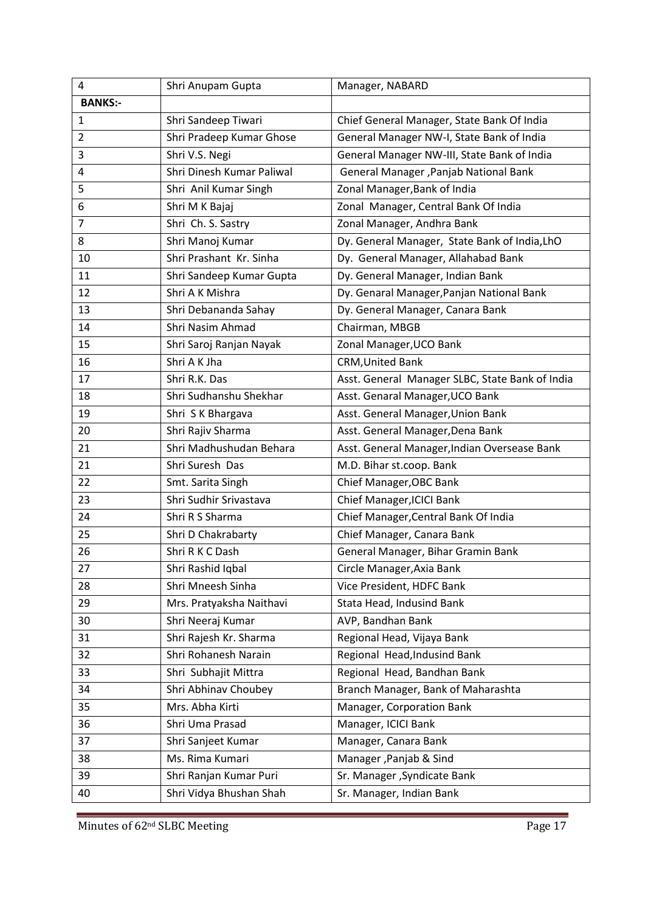| 4 | Shri Anupam Gupta | Manager, NABARD |
|---|---|---|
| **BANKS:-** | | |
| 1 | Shri Sandeep Tiwari | Chief General Manager, State Bank Of India |
| 2 | Shri Pradeep Kumar Ghose | General Manager NW-I, State Bank of India |
| 3 | Shri V.S. Negi | General Manager NW-III, State Bank of India |
| 4 | Shri Dinesh Kumar Paliwal | General Manager ,Panjab National Bank |
| 5 | Shri Anil Kumar Singh | Zonal Manager,Bank of India |
| 6 | Shri M K Bajaj | Zonal Manager, Central Bank Of India |
| 7 | Shri Ch. S. Sastry | Zonal Manager, Andhra Bank |
| 8 | Shri Manoj Kumar | Dy. General Manager, State Bank of India,LhO |
| 10 | Shri Prashant Kr. Sinha | Dy. General Manager, Allahabad Bank |
| 11 | Shri Sandeep Kumar Gupta | Dy. General Manager, Indian Bank |
| 12 | Shri A K Mishra | Dy. Genaral Manager,Panjan National Bank |
| 13 | Shri Debananda Sahay | Dy. General Manager, Canara Bank |
| 14 | Shri Nasim Ahmad | Chairman, MBGB |
| 15 | Shri Saroj Ranjan Nayak | Zonal Manager,UCO Bank |
| 16 | Shri A K Jha | CRM,United Bank |
| 17 | Shri R.K. Das | Asst. General Manager SLBC, State Bank of India |
| 18 | Shri Sudhanshu Shekhar | Asst. Genaral Manager,UCO Bank |
| 19 | Shri S K Bhargava | Asst. General Manager,Union Bank |
| 20 | Shri Rajiv Sharma | Asst. General Manager,Dena Bank |
| 21 | Shri Madhushudan Behara | Asst. General Manager,Indian Oversease Bank |
| 21 | Shri Suresh Das | M.D. Bihar st.coop. Bank |
| 22 | Smt. Sarita Singh | Chief Manager,OBC Bank |
| 23 | Shri Sudhir Srivastava | Chief Manager,ICICI Bank |
| 24 | Shri R S Sharma | Chief Manager,Central Bank Of India |
| 25 | Shri D Chakrabarty | Chief Manager, Canara Bank |
| 26 | Shri R K C Dash | General Manager, Bihar Gramin Bank |
| 27 | Shri Rashid Iqbal | Circle Manager,Axia Bank |
| 28 | Shri Mneesh Sinha | Vice President, HDFC Bank |
| 29 | Mrs. Pratyaksha Naithavi | Stata Head, Indusind Bank |
| 30 | Shri Neeraj Kumar | AVP, Bandhan Bank |
| 31 | Shri Rajesh Kr. Sharma | Regional Head, Vijaya Bank |
| 32 | Shri Rohanesh Narain | Regional Head,Indusind Bank |
| 33 | Shri Subhajit Mittra | Regional Head, Bandhan Bank |
| 34 | Shri Abhinav Choubey | Branch Manager, Bank of Maharashta |
| 35 | Mrs. Abha Kirti | Manager, Corporation Bank |
| 36 | Shri Uma Prasad | Manager, ICICI Bank |
| 37 | Shri Sanjeet Kumar | Manager, Canara Bank |
| 38 | Ms. Rima Kumari | Manager ,Panjab & Sind |
| 39 | Shri Ranjan Kumar Puri | Sr. Manager ,Syndicate Bank |
| 40 | Shri Vidya Bhushan Shah | Sr. Manager, Indian Bank |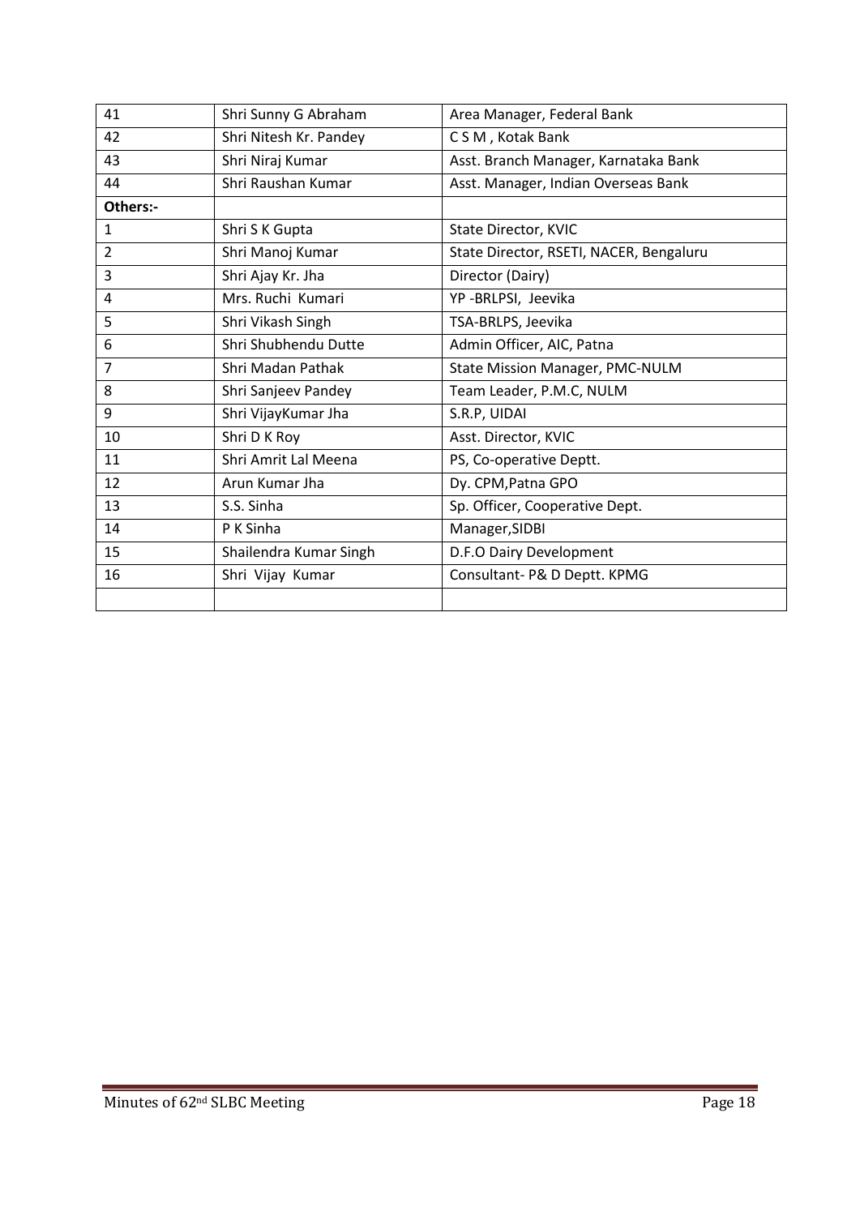| | | |
|---|---|---|
| 41 | Shri Sunny G Abraham | Area Manager, Federal Bank |
| 42 | Shri Nitesh Kr. Pandey | C S M , Kotak Bank |
| 43 | Shri Niraj Kumar | Asst. Branch Manager, Karnataka Bank |
| 44 | Shri Raushan Kumar | Asst. Manager, Indian Overseas Bank |
| **Others:-** | | |
| 1 | Shri S K Gupta | State Director, KVIC |
| 2 | Shri Manoj Kumar | State Director, RSETI, NACER, Bengaluru |
| 3 | Shri Ajay Kr. Jha | Director (Dairy) |
| 4 | Mrs. Ruchi Kumari | YP -BRLPSI, Jeevika |
| 5 | Shri Vikash Singh | TSA-BRLPS, Jeevika |
| 6 | Shri Shubhendu Dutte | Admin Officer, AIC, Patna |
| 7 | Shri Madan Pathak | State Mission Manager, PMC-NULM |
| 8 | Shri Sanjeev Pandey | Team Leader, P.M.C, NULM |
| 9 | Shri VijayKumar Jha | S.R.P, UIDAI |
| 10 | Shri D K Roy | Asst. Director, KVIC |
| 11 | Shri Amrit Lal Meena | PS, Co-operative Deptt. |
| 12 | Arun Kumar Jha | Dy. CPM,Patna GPO |
| 13 | S.S. Sinha | Sp. Officer, Cooperative Dept. |
| 14 | P K Sinha | Manager,SIDBI |
| 15 | Shailendra Kumar Singh | D.F.O Dairy Development |
| 16 | Shri Vijay Kumar | Consultant- P& D Deptt. KPMG |
| | | |